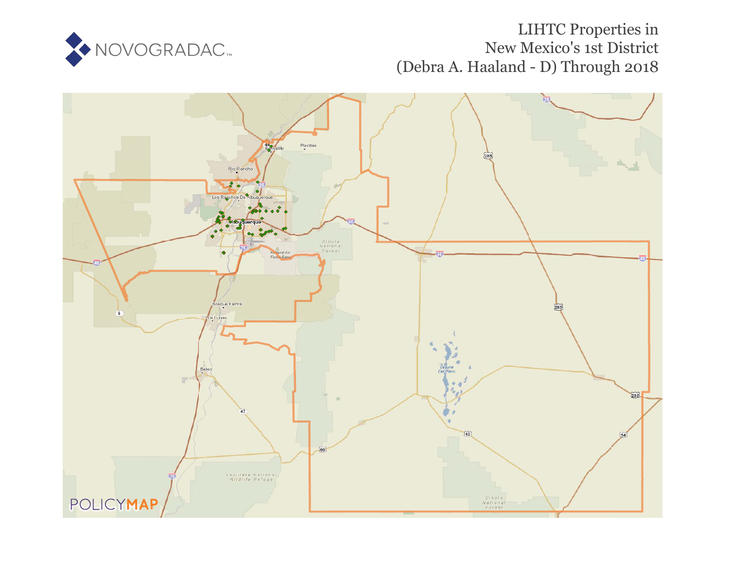# LIHTC Properties in New Mexico's 1st District (Debra A. Haaland - D) Through 2018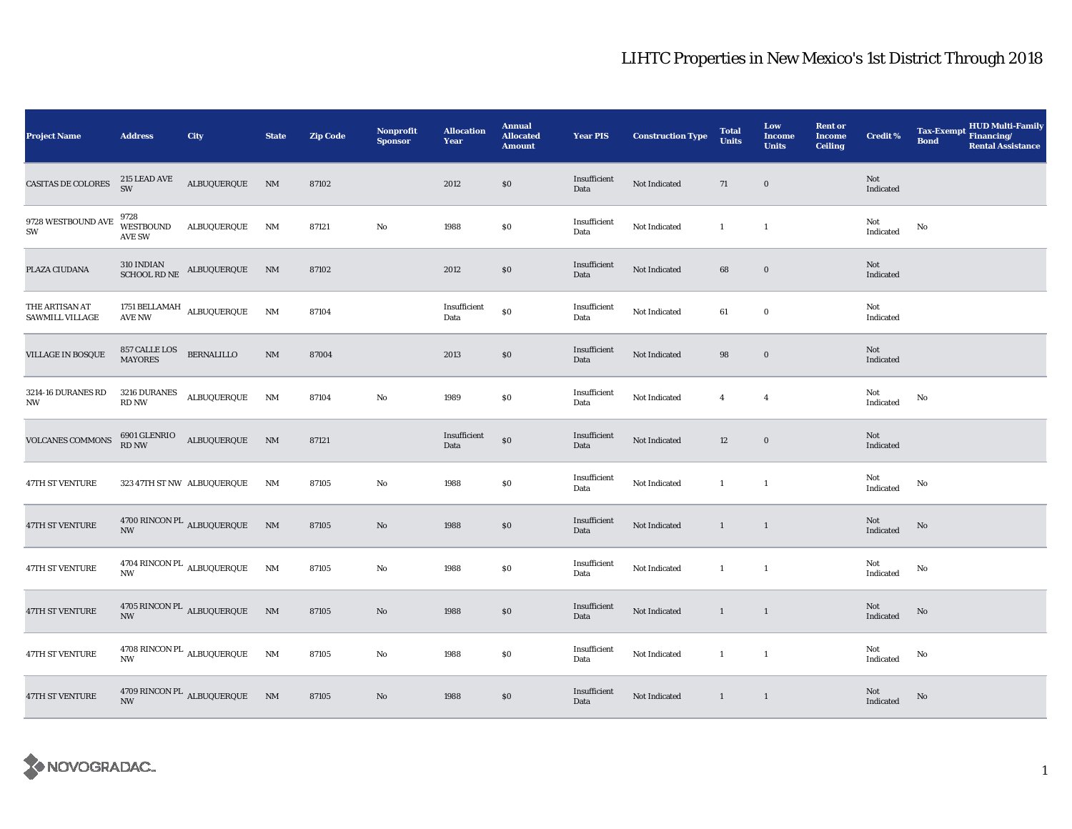# LIHTC Properties in New Mexico's 1st District Through 2018

| Project Name | Address | City | State | Zip Code | Nonprofit Sponsor | Allocation Year | Annual Allocated Amount | Year PIS | Construction Type | Total Units | Low Income Units | Rent or Income Ceiling | Credit % | Tax-Exempt Bond | HUD Multi-Family Financing/ Rental Assistance |
|---|---|---|---|---|---|---|---|---|---|---|---|---|---|---|---|
| CASITAS DE COLORES | 215 LEAD AVE SW | ALBUQUERQUE | NM | 87102 | | 2012 | $0 | Insufficient Data | Not Indicated | 71 | 0 | | Not Indicated | | |
| 9728 WESTBOUND AVE SW | 9728 WESTBOUND AVE SW | ALBUQUERQUE | NM | 87121 | No | 1988 | $0 | Insufficient Data | Not Indicated | 1 | 1 | | Not Indicated | No | |
| PLAZA CIUDANA | 310 INDIAN SCHOOL RD NE | ALBUQUERQUE | NM | 87102 | | 2012 | $0 | Insufficient Data | Not Indicated | 68 | 0 | | Not Indicated | | |
| THE ARTISAN AT SAWMILL VILLAGE | 1751 BELLAMAH AVE NW | ALBUQUERQUE | NM | 87104 | | Insufficient Data | $0 | Insufficient Data | Not Indicated | 61 | 0 | | Not Indicated | | |
| VILLAGE IN BOSQUE | 857 CALLE LOS MAYORES | BERNALILLO | NM | 87004 | | 2013 | $0 | Insufficient Data | Not Indicated | 98 | 0 | | Not Indicated | | |
| 3214-16 DURANES RD NW | 3216 DURANES RD NW | ALBUQUERQUE | NM | 87104 | No | 1989 | $0 | Insufficient Data | Not Indicated | 4 | 4 | | Not Indicated | No | |
| VOLCANES COMMONS | 6901 GLENRIO RD NW | ALBUQUERQUE | NM | 87121 | | Insufficient Data | $0 | Insufficient Data | Not Indicated | 12 | 0 | | Not Indicated | | |
| 47TH ST VENTURE | 323 47TH ST NW | ALBUQUERQUE | NM | 87105 | No | 1988 | $0 | Insufficient Data | Not Indicated | 1 | 1 | | Not Indicated | No | |
| 47TH ST VENTURE | 4700 RINCON PL NW | ALBUQUERQUE | NM | 87105 | No | 1988 | $0 | Insufficient Data | Not Indicated | 1 | 1 | | Not Indicated | No | |
| 47TH ST VENTURE | 4704 RINCON PL NW | ALBUQUERQUE | NM | 87105 | No | 1988 | $0 | Insufficient Data | Not Indicated | 1 | 1 | | Not Indicated | No | |
| 47TH ST VENTURE | 4705 RINCON PL NW | ALBUQUERQUE | NM | 87105 | No | 1988 | $0 | Insufficient Data | Not Indicated | 1 | 1 | | Not Indicated | No | |
| 47TH ST VENTURE | 4708 RINCON PL NW | ALBUQUERQUE | NM | 87105 | No | 1988 | $0 | Insufficient Data | Not Indicated | 1 | 1 | | Not Indicated | No | |
| 47TH ST VENTURE | 4709 RINCON PL NW | ALBUQUERQUE | NM | 87105 | No | 1988 | $0 | Insufficient Data | Not Indicated | 1 | 1 | | Not Indicated | No | |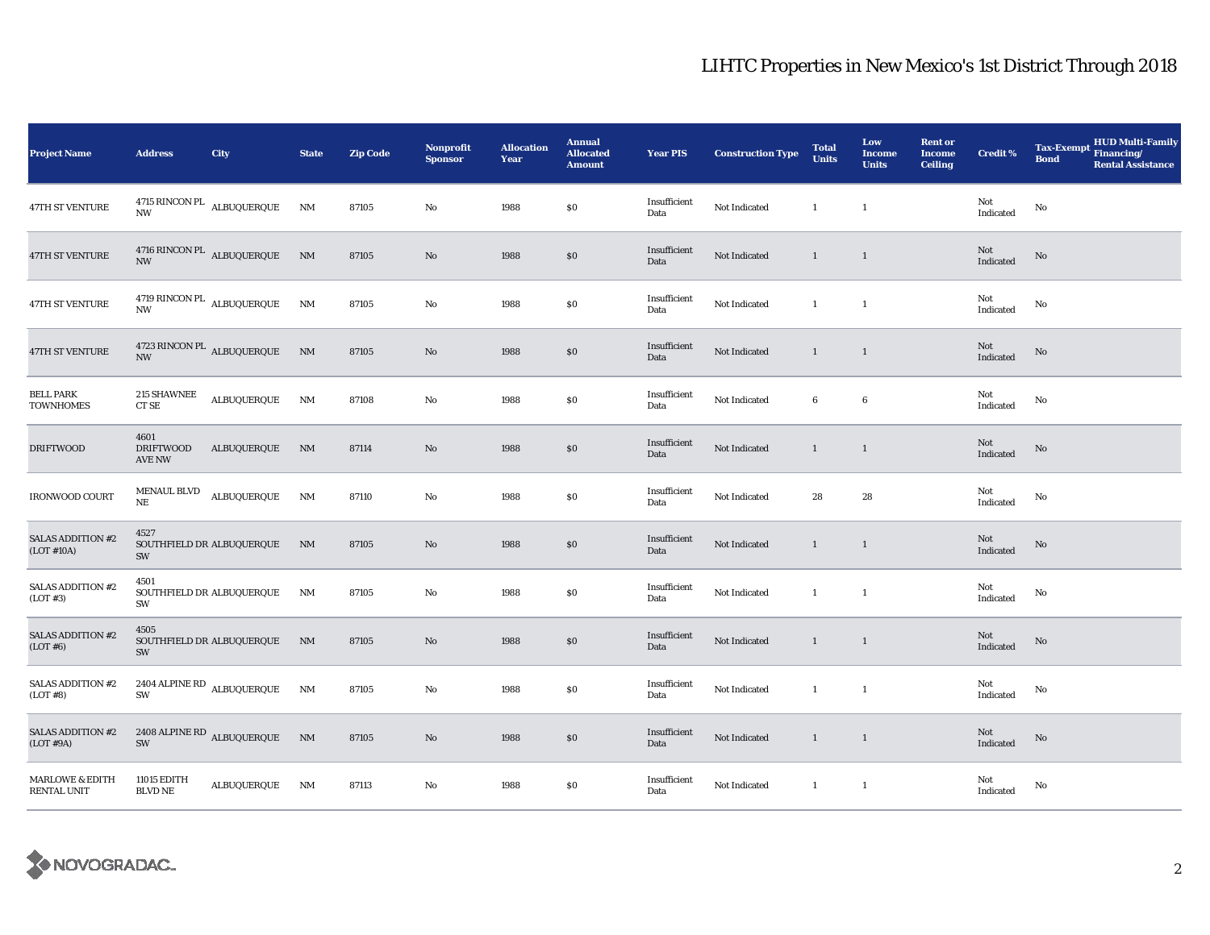# LIHTC Properties in New Mexico's 1st District Through 2018

| Project Name | Address | City | State | Zip Code | Nonprofit Sponsor | Allocation Year | Annual Allocated Amount | Year PIS | Construction Type | Total Units | Low Income Units | Rent or Income Ceiling | Credit % | Tax-Exempt Bond | HUD Multi-Family Financing/ Rental Assistance |
|---|---|---|---|---|---|---|---|---|---|---|---|---|---|---|---|
| 47TH ST VENTURE | 4715 RINCON PL NW | ALBUQUERQUE | NM | 87105 | No | 1988 | $0 | Insufficient Data | Not Indicated | 1 | 1 | | Not Indicated | No | |
| 47TH ST VENTURE | 4716 RINCON PL NW | ALBUQUERQUE | NM | 87105 | No | 1988 | $0 | Insufficient Data | Not Indicated | 1 | 1 | | Not Indicated | No | |
| 47TH ST VENTURE | 4719 RINCON PL NW | ALBUQUERQUE | NM | 87105 | No | 1988 | $0 | Insufficient Data | Not Indicated | 1 | 1 | | Not Indicated | No | |
| 47TH ST VENTURE | 4723 RINCON PL NW | ALBUQUERQUE | NM | 87105 | No | 1988 | $0 | Insufficient Data | Not Indicated | 1 | 1 | | Not Indicated | No | |
| BELL PARK TOWNHOMES | 215 SHAWNEE CT SE | ALBUQUERQUE | NM | 87108 | No | 1988 | $0 | Insufficient Data | Not Indicated | 6 | 6 | | Not Indicated | No | |
| DRIFTWOOD | 4601 DRIFTWOOD AVE NW | ALBUQUERQUE | NM | 87114 | No | 1988 | $0 | Insufficient Data | Not Indicated | 1 | 1 | | Not Indicated | No | |
| IRONWOOD COURT | MENAUL BLVD NE | ALBUQUERQUE | NM | 87110 | No | 1988 | $0 | Insufficient Data | Not Indicated | 28 | 28 | | Not Indicated | No | |
| SALAS ADDITION #2 (LOT #10A) | 4527 SOUTHFIELD DR SW | ALBUQUERQUE | NM | 87105 | No | 1988 | $0 | Insufficient Data | Not Indicated | 1 | 1 | | Not Indicated | No | |
| SALAS ADDITION #2 (LOT #3) | 4501 SOUTHFIELD DR SW | ALBUQUERQUE | NM | 87105 | No | 1988 | $0 | Insufficient Data | Not Indicated | 1 | 1 | | Not Indicated | No | |
| SALAS ADDITION #2 (LOT #6) | 4505 SOUTHFIELD DR SW | ALBUQUERQUE | NM | 87105 | No | 1988 | $0 | Insufficient Data | Not Indicated | 1 | 1 | | Not Indicated | No | |
| SALAS ADDITION #2 (LOT #8) | 2404 ALPINE RD SW | ALBUQUERQUE | NM | 87105 | No | 1988 | $0 | Insufficient Data | Not Indicated | 1 | 1 | | Not Indicated | No | |
| SALAS ADDITION #2 (LOT #9A) | 2408 ALPINE RD SW | ALBUQUERQUE | NM | 87105 | No | 1988 | $0 | Insufficient Data | Not Indicated | 1 | 1 | | Not Indicated | No | |
| MARLOWE & EDITH RENTAL UNIT | 11015 EDITH BLVD NE | ALBUQUERQUE | NM | 87113 | No | 1988 | $0 | Insufficient Data | Not Indicated | 1 | 1 | | Not Indicated | No | |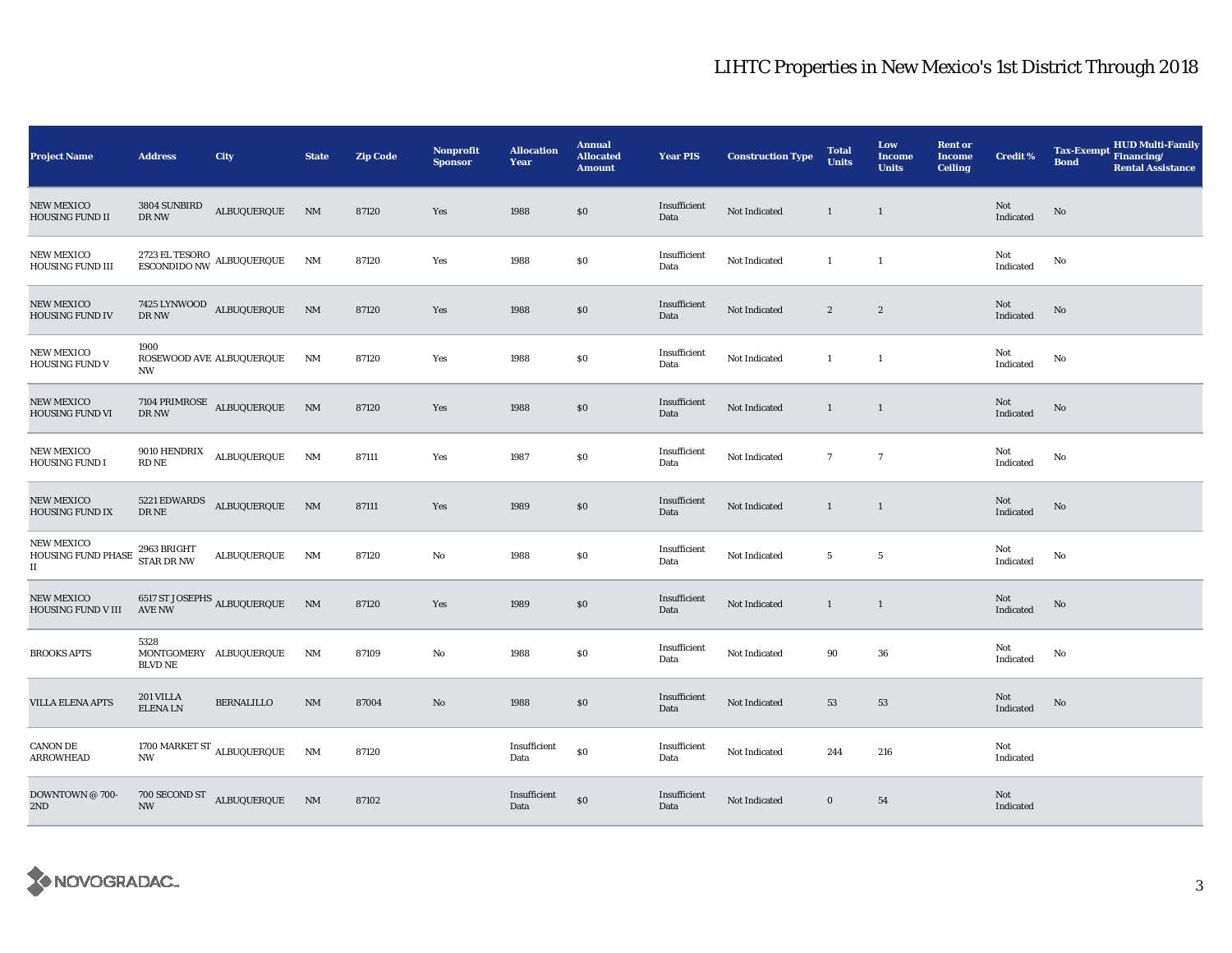# LIHTC Properties in New Mexico's 1st District Through 2018

| Project Name | Address | City | State | Zip Code | Nonprofit Sponsor | Allocation Year | Annual Allocated Amount | Year PIS | Construction Type | Total Units | Low Income Units | Rent or Income Ceiling | Credit % | Tax-Exempt Bond | HUD Multi-Family Financing/ Rental Assistance |
|---|---|---|---|---|---|---|---|---|---|---|---|---|---|---|---|
| NEW MEXICO HOUSING FUND II | 3804 SUNBIRD DR NW | ALBUQUERQUE | NM | 87120 | Yes | 1988 | $0 | Insufficient Data | Not Indicated | 1 | 1 | | Not Indicated | No | |
| NEW MEXICO HOUSING FUND III | 2723 EL TESORO ESCONDIDO NW | ALBUQUERQUE | NM | 87120 | Yes | 1988 | $0 | Insufficient Data | Not Indicated | 1 | 1 | | Not Indicated | No | |
| NEW MEXICO HOUSING FUND IV | 7425 LYNWOOD DR NW | ALBUQUERQUE | NM | 87120 | Yes | 1988 | $0 | Insufficient Data | Not Indicated | 2 | 2 | | Not Indicated | No | |
| NEW MEXICO HOUSING FUND V | 1900 ROSEWOOD AVE NW | ALBUQUERQUE | NM | 87120 | Yes | 1988 | $0 | Insufficient Data | Not Indicated | 1 | 1 | | Not Indicated | No | |
| NEW MEXICO HOUSING FUND VI | 7104 PRIMROSE DR NW | ALBUQUERQUE | NM | 87120 | Yes | 1988 | $0 | Insufficient Data | Not Indicated | 1 | 1 | | Not Indicated | No | |
| NEW MEXICO HOUSING FUND I | 9010 HENDRIX RD NE | ALBUQUERQUE | NM | 87111 | Yes | 1987 | $0 | Insufficient Data | Not Indicated | 7 | 7 | | Not Indicated | No | |
| NEW MEXICO HOUSING FUND IX | 5221 EDWARDS DR NE | ALBUQUERQUE | NM | 87111 | Yes | 1989 | $0 | Insufficient Data | Not Indicated | 1 | 1 | | Not Indicated | No | |
| NEW MEXICO HOUSING FUND PHASE II | 2963 BRIGHT STAR DR NW | ALBUQUERQUE | NM | 87120 | No | 1988 | $0 | Insufficient Data | Not Indicated | 5 | 5 | | Not Indicated | No | |
| NEW MEXICO HOUSING FUND V III | 6517 ST JOSEPHS AVE NW | ALBUQUERQUE | NM | 87120 | Yes | 1989 | $0 | Insufficient Data | Not Indicated | 1 | 1 | | Not Indicated | No | |
| BROOKS APTS | 5328 MONTGOMERY BLVD NE | ALBUQUERQUE | NM | 87109 | No | 1988 | $0 | Insufficient Data | Not Indicated | 90 | 36 | | Not Indicated | No | |
| VILLA ELENA APTS | 201 VILLA ELENA LN | BERNALILLO | NM | 87004 | No | 1988 | $0 | Insufficient Data | Not Indicated | 53 | 53 | | Not Indicated | No | |
| CANON DE ARROWHEAD | 1700 MARKET ST NW | ALBUQUERQUE | NM | 87120 | | Insufficient Data | $0 | Insufficient Data | Not Indicated | 244 | 216 | | Not Indicated | | |
| DOWNTOWN @ 700-2ND | 700 SECOND ST NW | ALBUQUERQUE | NM | 87102 | | Insufficient Data | $0 | Insufficient Data | Not Indicated | 0 | 54 | | Not Indicated | | |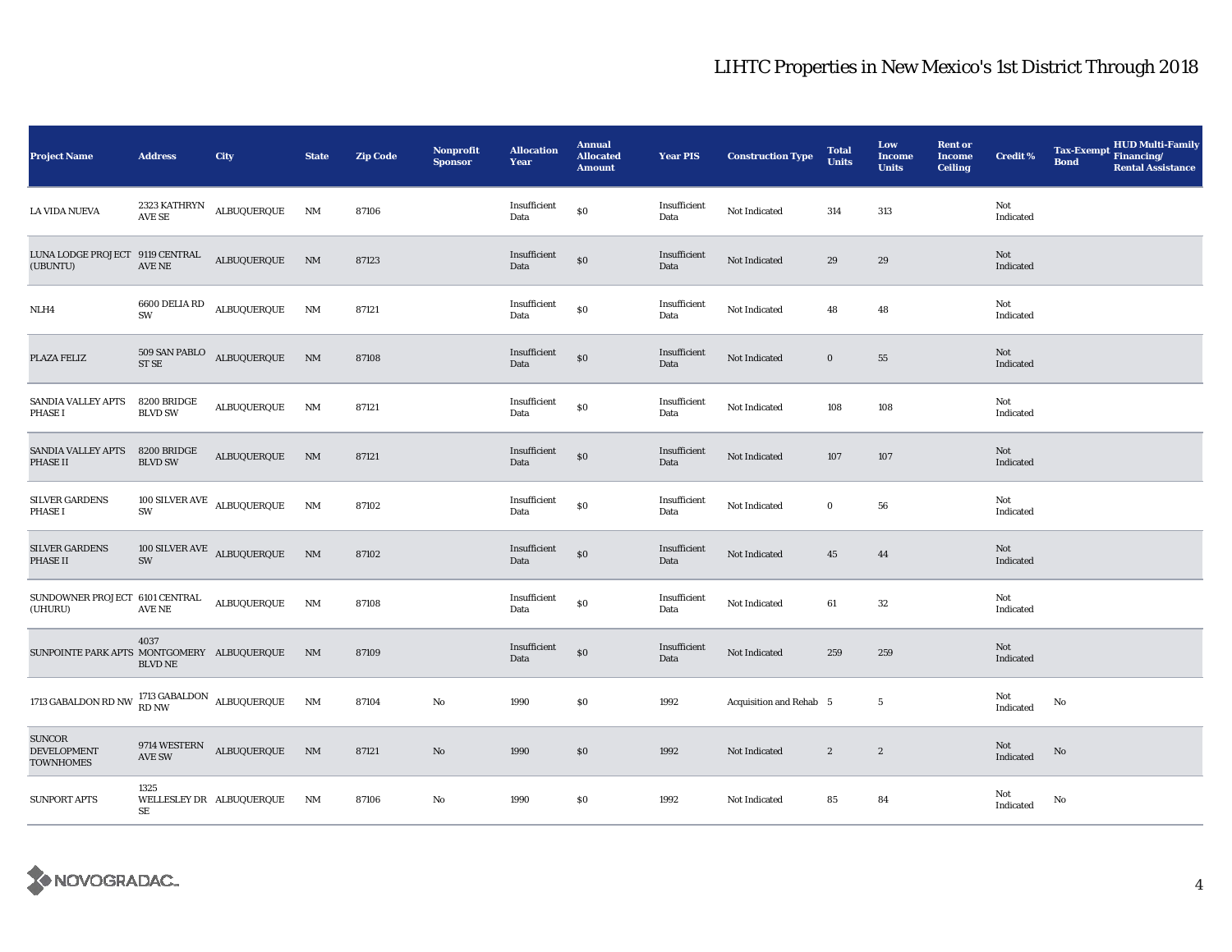# LIHTC Properties in New Mexico's 1st District Through 2018

| Project Name | Address | City | State | Zip Code | Nonprofit Sponsor | Allocation Year | Annual Allocated Amount | Year PIS | Construction Type | Total Units | Low Income Units | Rent or Income Ceiling | Credit % | Tax-Exempt Bond | HUD Multi-Family Financing/ Rental Assistance |
|---|---|---|---|---|---|---|---|---|---|---|---|---|---|---|---|
| LA VIDA NUEVA | 2323 KATHRYN AVE SE | ALBUQUERQUE | NM | 87106 | | Insufficient Data | $0 | Insufficient Data | Not Indicated | 314 | 313 | | Not Indicated | | |
| LUNA LODGE PROJECT (UBUNTU) | 9119 CENTRAL AVE NE | ALBUQUERQUE | NM | 87123 | | Insufficient Data | $0 | Insufficient Data | Not Indicated | 29 | 29 | | Not Indicated | | |
| NLH4 | 6600 DELIA RD SW | ALBUQUERQUE | NM | 87121 | | Insufficient Data | $0 | Insufficient Data | Not Indicated | 48 | 48 | | Not Indicated | | |
| PLAZA FELIZ | 509 SAN PABLO ST SE | ALBUQUERQUE | NM | 87108 | | Insufficient Data | $0 | Insufficient Data | Not Indicated | 0 | 55 | | Not Indicated | | |
| SANDIA VALLEY APTS PHASE I | 8200 BRIDGE BLVD SW | ALBUQUERQUE | NM | 87121 | | Insufficient Data | $0 | Insufficient Data | Not Indicated | 108 | 108 | | Not Indicated | | |
| SANDIA VALLEY APTS PHASE II | 8200 BRIDGE BLVD SW | ALBUQUERQUE | NM | 87121 | | Insufficient Data | $0 | Insufficient Data | Not Indicated | 107 | 107 | | Not Indicated | | |
| SILVER GARDENS PHASE I | 100 SILVER AVE SW | ALBUQUERQUE | NM | 87102 | | Insufficient Data | $0 | Insufficient Data | Not Indicated | 0 | 56 | | Not Indicated | | |
| SILVER GARDENS PHASE II | 100 SILVER AVE SW | ALBUQUERQUE | NM | 87102 | | Insufficient Data | $0 | Insufficient Data | Not Indicated | 45 | 44 | | Not Indicated | | |
| SUNDOWNER PROJECT (UHURU) | 6101 CENTRAL AVE NE | ALBUQUERQUE | NM | 87108 | | Insufficient Data | $0 | Insufficient Data | Not Indicated | 61 | 32 | | Not Indicated | | |
| SUNPOINTE PARK APTS | 4037 MONTGOMERY BLVD NE | ALBUQUERQUE | NM | 87109 | | Insufficient Data | $0 | Insufficient Data | Not Indicated | 259 | 259 | | Not Indicated | | |
| 1713 GABALDON RD NW | 1713 GABALDON RD NW | ALBUQUERQUE | NM | 87104 | No | 1990 | $0 | 1992 | Acquisition and Rehab | 5 | 5 | | Not Indicated | No | |
| SUNCOR DEVELOPMENT TOWNHOMES | 9714 WESTERN AVE SW | ALBUQUERQUE | NM | 87121 | No | 1990 | $0 | 1992 | Not Indicated | 2 | 2 | | Not Indicated | No | |
| SUNPORT APTS | 1325 WELLESLEY DR SE | ALBUQUERQUE | NM | 87106 | No | 1990 | $0 | 1992 | Not Indicated | 85 | 84 | | Not Indicated | No | |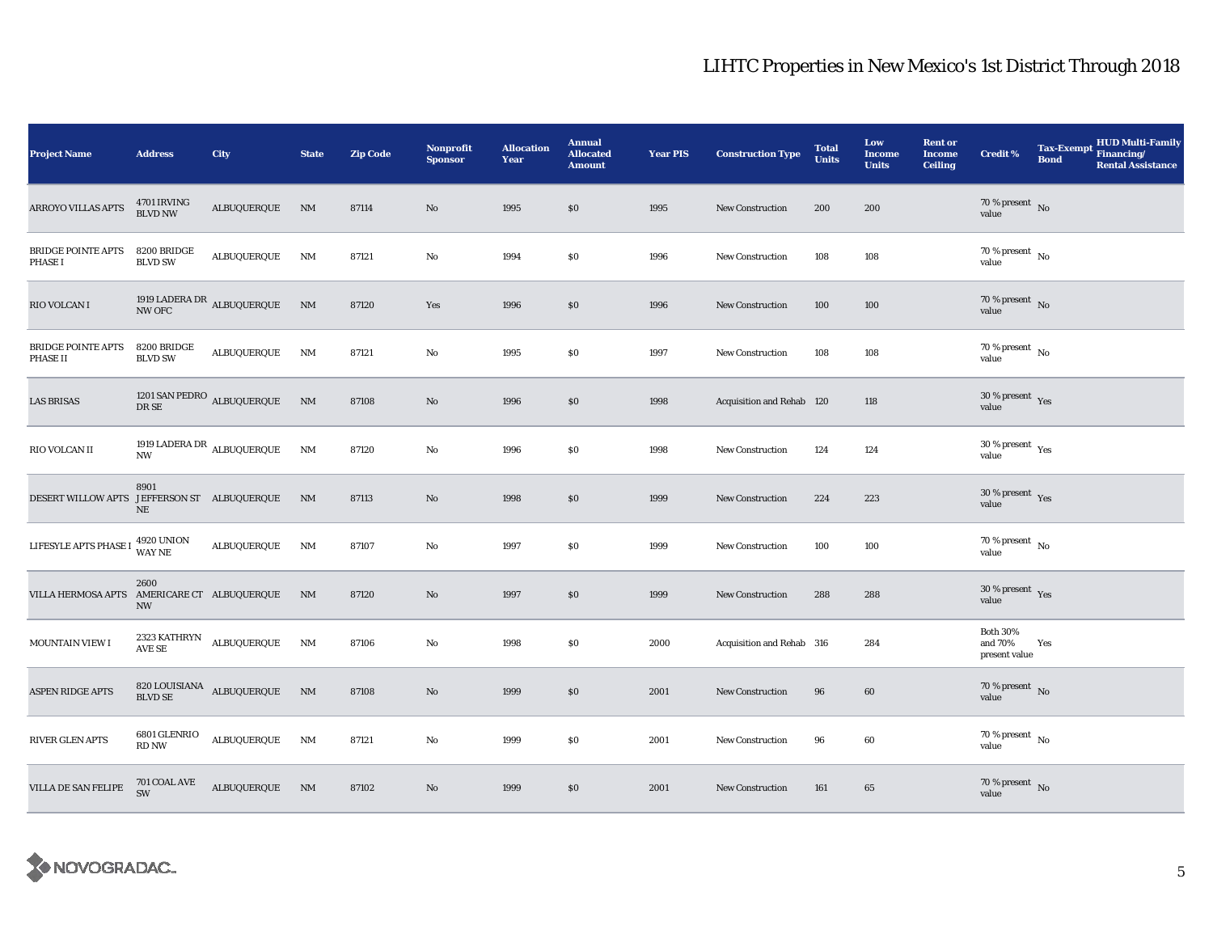# LIHTC Properties in New Mexico's 1st District Through 2018

| Project Name | Address | City | State | Zip Code | Nonprofit Sponsor | Allocation Year | Annual Allocated Amount | Year PIS | Construction Type | Total Units | Low Income Units | Rent or Income Ceiling | Credit % | Tax-Exempt Bond | HUD Multi-Family Financing/ Rental Assistance |
|---|---|---|---|---|---|---|---|---|---|---|---|---|---|---|---|
| ARROYO VILLAS APTS | 4701 IRVING BLVD NW | ALBUQUERQUE | NM | 87114 | No | 1995 | $0 | 1995 | New Construction | 200 | 200 | | 70 % present value | No | |
| BRIDGE POINTE APTS PHASE I | 8200 BRIDGE BLVD SW | ALBUQUERQUE | NM | 87121 | No | 1994 | $0 | 1996 | New Construction | 108 | 108 | | 70 % present value | No | |
| RIO VOLCAN I | 1919 LADERA DR NW OFC | ALBUQUERQUE | NM | 87120 | Yes | 1996 | $0 | 1996 | New Construction | 100 | 100 | | 70 % present value | No | |
| BRIDGE POINTE APTS PHASE II | 8200 BRIDGE BLVD SW | ALBUQUERQUE | NM | 87121 | No | 1995 | $0 | 1997 | New Construction | 108 | 108 | | 70 % present value | No | |
| LAS BRISAS | 1201 SAN PEDRO DR SE | ALBUQUERQUE | NM | 87108 | No | 1996 | $0 | 1998 | Acquisition and Rehab | 120 | 118 | | 30 % present value | Yes | |
| RIO VOLCAN II | 1919 LADERA DR NW | ALBUQUERQUE | NM | 87120 | No | 1996 | $0 | 1998 | New Construction | 124 | 124 | | 30 % present value | Yes | |
| DESERT WILLOW APTS | 8901 JEFFERSON ST NE | ALBUQUERQUE | NM | 87113 | No | 1998 | $0 | 1999 | New Construction | 224 | 223 | | 30 % present value | Yes | |
| LIFESYLE APTS PHASE I | 4920 UNION WAY NE | ALBUQUERQUE | NM | 87107 | No | 1997 | $0 | 1999 | New Construction | 100 | 100 | | 70 % present value | No | |
| VILLA HERMOSA APTS | 2600 AMERICARE CT NW | ALBUQUERQUE | NM | 87120 | No | 1997 | $0 | 1999 | New Construction | 288 | 288 | | 30 % present value | Yes | |
| MOUNTAIN VIEW I | 2323 KATHRYN AVE SE | ALBUQUERQUE | NM | 87106 | No | 1998 | $0 | 2000 | Acquisition and Rehab | 316 | 284 | | Both 30% and 70% present value | Yes | |
| ASPEN RIDGE APTS | 820 LOUISIANA BLVD SE | ALBUQUERQUE | NM | 87108 | No | 1999 | $0 | 2001 | New Construction | 96 | 60 | | 70 % present value | No | |
| RIVER GLEN APTS | 6801 GLENRIO RD NW | ALBUQUERQUE | NM | 87121 | No | 1999 | $0 | 2001 | New Construction | 96 | 60 | | 70 % present value | No | |
| VILLA DE SAN FELIPE | 701 COAL AVE SW | ALBUQUERQUE | NM | 87102 | No | 1999 | $0 | 2001 | New Construction | 161 | 65 | | 70 % present value | No | |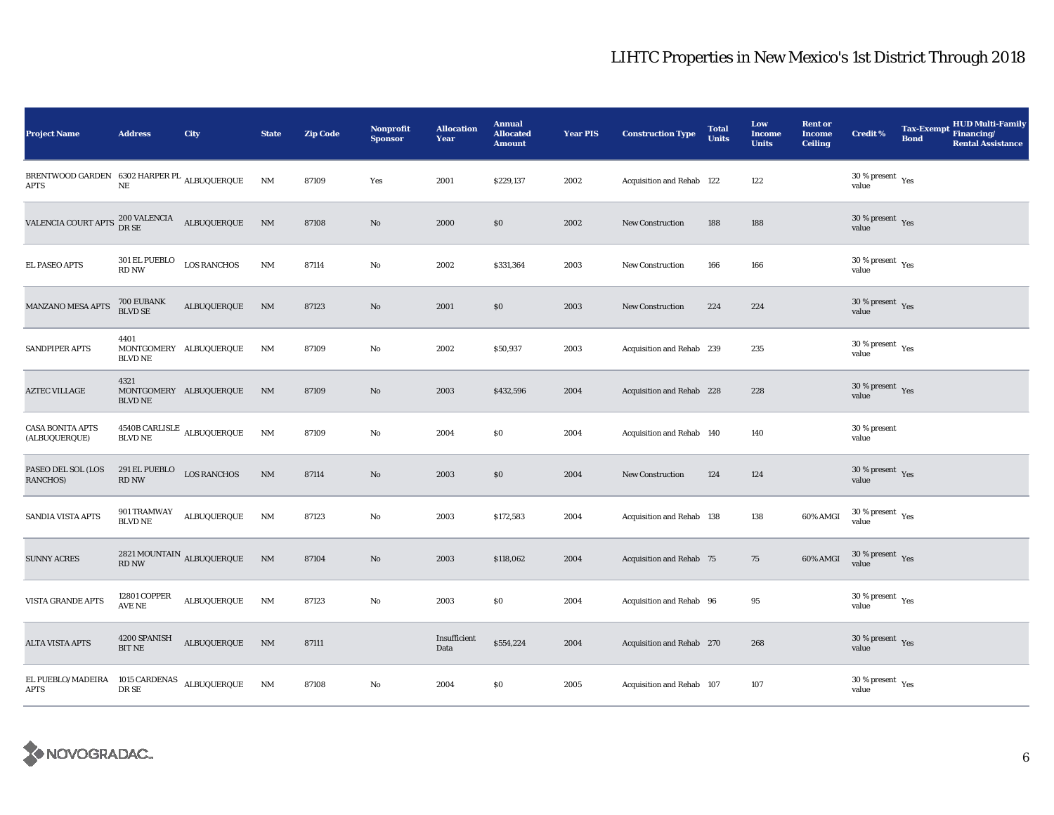# LIHTC Properties in New Mexico's 1st District Through 2018

| Project Name | Address | City | State | Zip Code | Nonprofit Sponsor | Allocation Year | Annual Allocated Amount | Year PIS | Construction Type | Total Units | Low Income Units | Rent or Income Ceiling | Credit % | Tax-Exempt Bond | HUD Multi-Family Financing/ Rental Assistance |
|---|---|---|---|---|---|---|---|---|---|---|---|---|---|---|---|
| BRENTWOOD GARDEN APTS | 6302 HARPER PL NE | ALBUQUERQUE | NM | 87109 | Yes | 2001 | $229,137 | 2002 | Acquisition and Rehab | 122 | 122 | | 30 % present value | Yes | |
| VALENCIA COURT APTS | 200 VALENCIA DR SE | ALBUQUERQUE | NM | 87108 | No | 2000 | $0 | 2002 | New Construction | 188 | 188 | | 30 % present value | Yes | |
| EL PASEO APTS | 301 EL PUEBLO RD NW | LOS RANCHOS | NM | 87114 | No | 2002 | $331,364 | 2003 | New Construction | 166 | 166 | | 30 % present value | Yes | |
| MANZANO MESA APTS | 700 EUBANK BLVD SE | ALBUQUERQUE | NM | 87123 | No | 2001 | $0 | 2003 | New Construction | 224 | 224 | | 30 % present value | Yes | |
| SANDPIPER APTS | 4401 MONTGOMERY BLVD NE | ALBUQUERQUE | NM | 87109 | No | 2002 | $50,937 | 2003 | Acquisition and Rehab | 239 | 235 | | 30 % present value | Yes | |
| AZTEC VILLAGE | 4321 MONTGOMERY BLVD NE | ALBUQUERQUE | NM | 87109 | No | 2003 | $432,596 | 2004 | Acquisition and Rehab | 228 | 228 | | 30 % present value | Yes | |
| CASA BONITA APTS (ALBUQUERQUE) | 4540B CARLISLE BLVD NE | ALBUQUERQUE | NM | 87109 | No | 2004 | $0 | 2004 | Acquisition and Rehab | 140 | 140 | | 30 % present value | | |
| PASEO DEL SOL (LOS RANCHOS) | 291 EL PUEBLO RD NW | LOS RANCHOS | NM | 87114 | No | 2003 | $0 | 2004 | New Construction | 124 | 124 | | 30 % present value | Yes | |
| SANDIA VISTA APTS | 901 TRAMWAY BLVD NE | ALBUQUERQUE | NM | 87123 | No | 2003 | $172,583 | 2004 | Acquisition and Rehab | 138 | 138 | 60% AMGI | 30 % present value | Yes | |
| SUNNY ACRES | 2821 MOUNTAIN RD NW | ALBUQUERQUE | NM | 87104 | No | 2003 | $118,062 | 2004 | Acquisition and Rehab | 75 | 75 | 60% AMGI | 30 % present value | Yes | |
| VISTA GRANDE APTS | 12801 COPPER AVE NE | ALBUQUERQUE | NM | 87123 | No | 2003 | $0 | 2004 | Acquisition and Rehab | 96 | 95 | | 30 % present value | Yes | |
| ALTA VISTA APTS | 4200 SPANISH BIT NE | ALBUQUERQUE | NM | 87111 | | Insufficient Data | $554,224 | 2004 | Acquisition and Rehab | 270 | 268 | | 30 % present value | Yes | |
| EL PUEBLO/ MADEIRA APTS | 1015 CARDENAS DR SE | ALBUQUERQUE | NM | 87108 | No | 2004 | $0 | 2005 | Acquisition and Rehab | 107 | 107 | | 30 % present value | Yes | |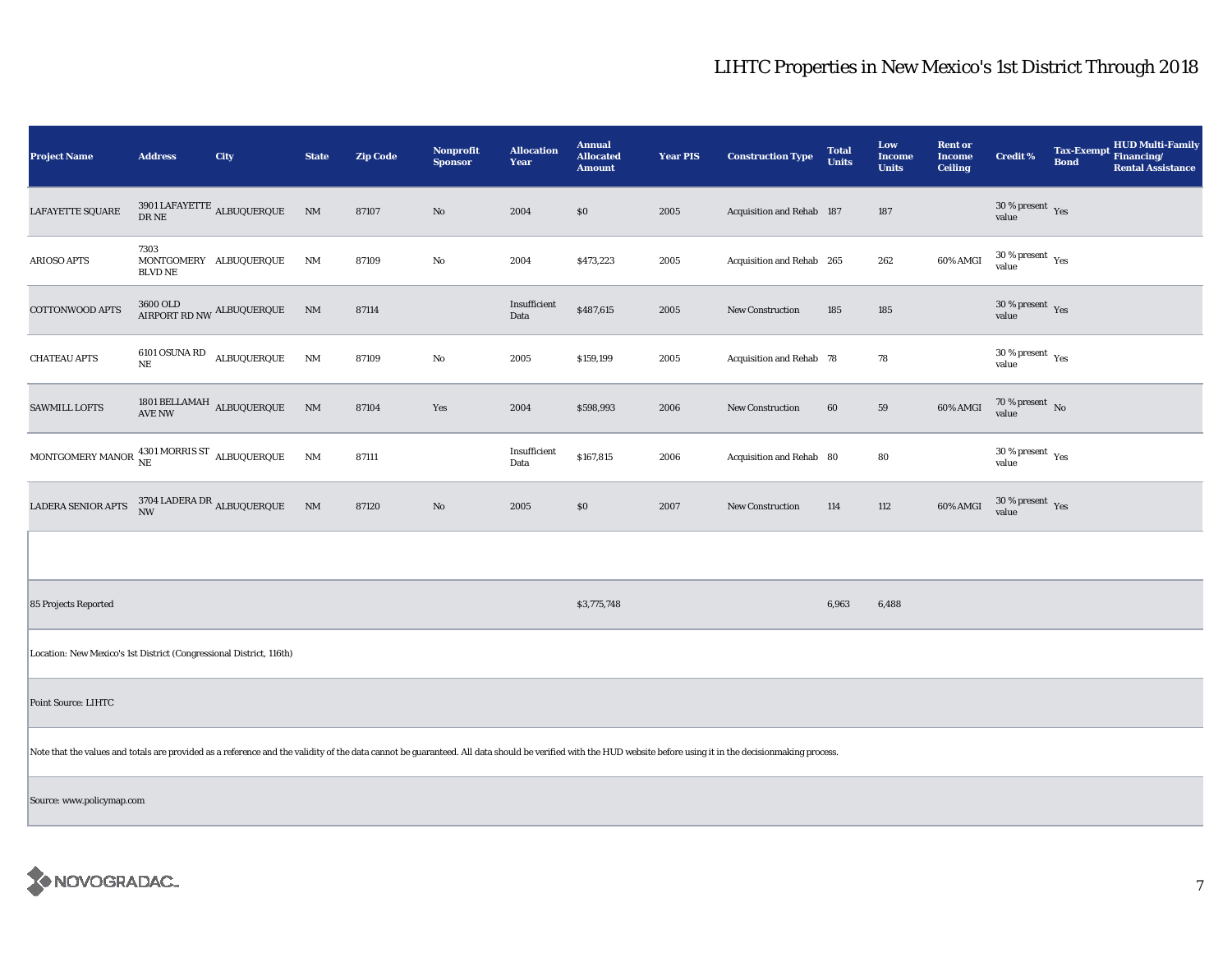# LIHTC Properties in New Mexico's 1st District Through 2018

| Project Name | Address | City | State | Zip Code | Nonprofit Sponsor | Allocation Year | Annual Allocated Amount | Year PIS | Construction Type | Total Units | Low Income Units | Rent or Income Ceiling | Credit % | Tax-Exempt Bond | HUD Multi-Family Financing/ Rental Assistance |
|---|---|---|---|---|---|---|---|---|---|---|---|---|---|---|---|
| LAFAYETTE SQUARE | 3901 LAFAYETTE DR NE | ALBUQUERQUE | NM | 87107 | No | 2004 | $0 | 2005 | Acquisition and Rehab | 187 | 187 | | 30 % present value | Yes | |
| ARIOSO APTS | 7303 MONTGOMERY BLVD NE | ALBUQUERQUE | NM | 87109 | No | 2004 | $473,223 | 2005 | Acquisition and Rehab | 265 | 262 | 60% AMGI | 30 % present value | Yes | |
| COTTONWOOD APTS | 3600 OLD AIRPORT RD NW | ALBUQUERQUE | NM | 87114 | | Insufficient Data | $487,615 | 2005 | New Construction | 185 | 185 | | 30 % present value | Yes | |
| CHATEAU APTS | 6101 OSUNA RD NE | ALBUQUERQUE | NM | 87109 | No | 2005 | $159,199 | 2005 | Acquisition and Rehab | 78 | 78 | | 30 % present value | Yes | |
| SAWMILL LOFTS | 1801 BELLAMAH AVE NW | ALBUQUERQUE | NM | 87104 | Yes | 2004 | $598,993 | 2006 | New Construction | 60 | 59 | 60% AMGI | 70 % present value | No | |
| MONTGOMERY MANOR | 4301 MORRIS ST NE | ALBUQUERQUE | NM | 87111 | | Insufficient Data | $167,815 | 2006 | Acquisition and Rehab | 80 | 80 | | 30 % present value | Yes | |
| LADERA SENIOR APTS | 3704 LADERA DR NW | ALBUQUERQUE | NM | 87120 | No | 2005 | $0 | 2007 | New Construction | 114 | 112 | 60% AMGI | 30 % present value | Yes | |
| | | | | | | | | | | | | | | | |
| 85 Projects Reported | | | | | | | $3,775,748 | | | 6,963 | 6,488 | | | | |

Location: New Mexico's 1st District (Congressional District, 116th)

Point Source: LIHTC

Note that the values and totals are provided as a reference and the validity of the data cannot be guaranteed. All data should be verified with the HUD website before using it in the decisionmaking process.

Source: www.policymap.com